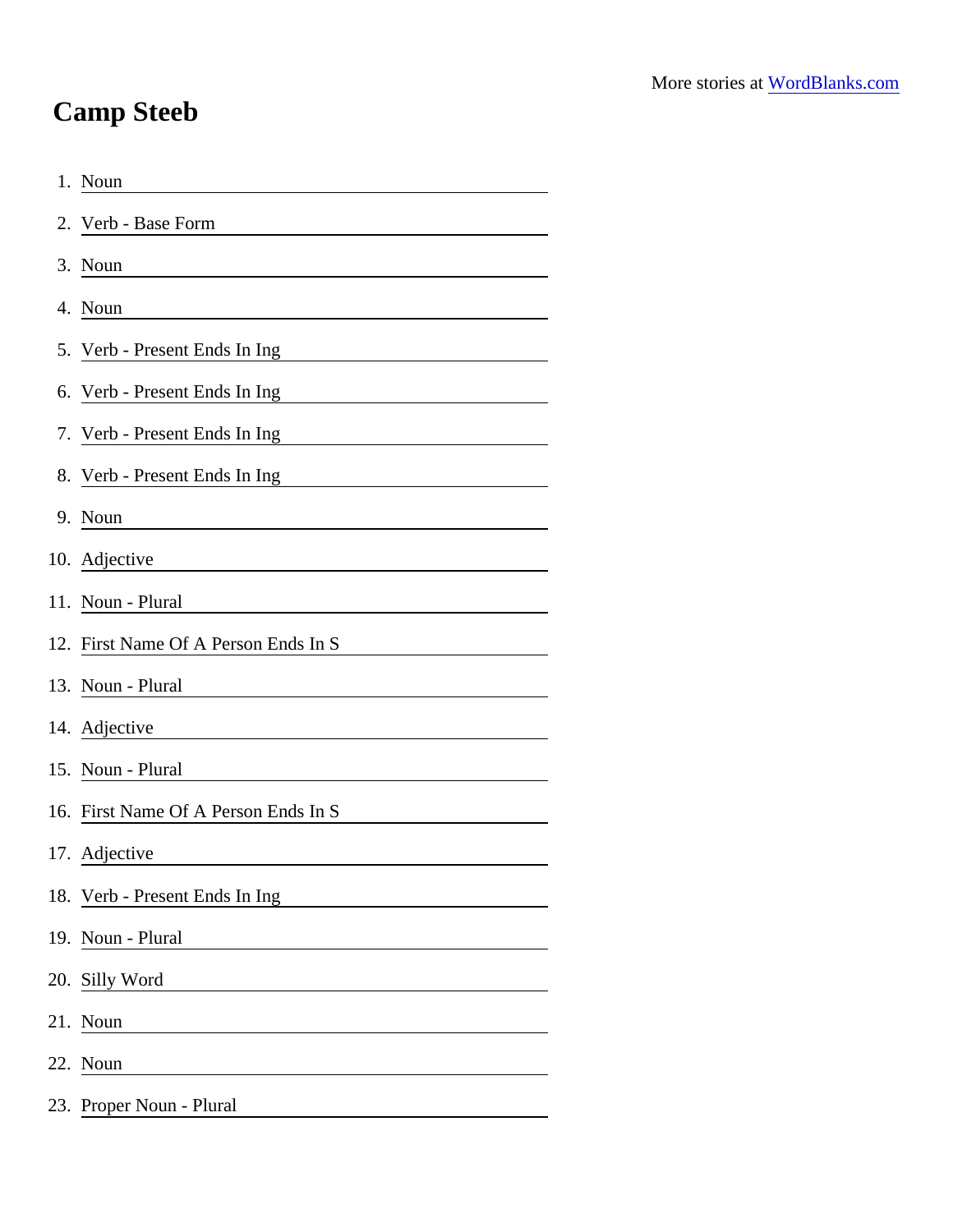More stories at [WordBlanks.com](https://www.wordblanks.com)

# Camp Steeb

1. Noun ____________________
2. Verb - Base Form ____________________
3. Noun ____________________
4. Noun ____________________
5. Verb - Present Ends In Ing ____________________
6. Verb - Present Ends In Ing ____________________
7. Verb - Present Ends In Ing ____________________
8. Verb - Present Ends In Ing ____________________
9. Noun ____________________
10. Adjective ____________________
11. Noun - Plural ____________________
12. First Name Of A Person Ends In S ____________________
13. Noun - Plural ____________________
14. Adjective ____________________
15. Noun - Plural ____________________
16. First Name Of A Person Ends In S ____________________
17. Adjective ____________________
18. Verb - Present Ends In Ing ____________________
19. Noun - Plural ____________________
20. Silly Word ____________________
21. Noun ____________________
22. Noun ____________________
23. Proper Noun - Plural ____________________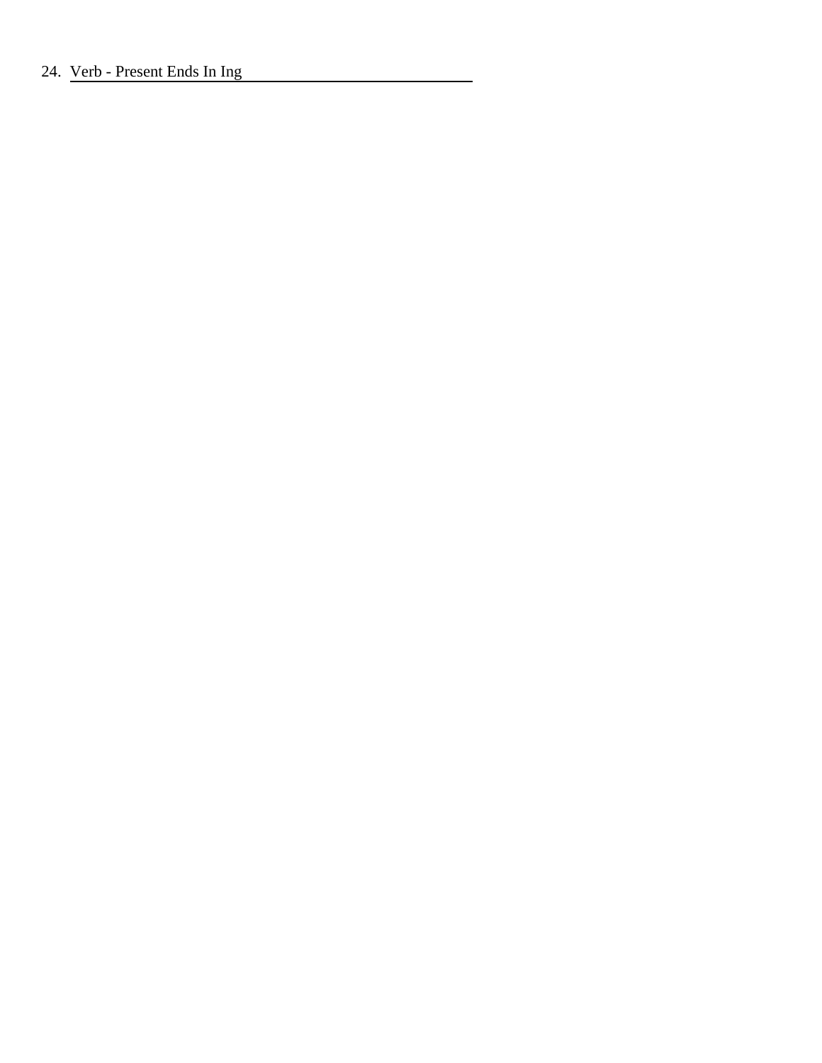24. Verb - Present Ends In Ing \_\_\_\_\_\_\_\_\_\_\_\_\_\_\_\_\_\_\_\_\_\_\_\_\_\_\_\_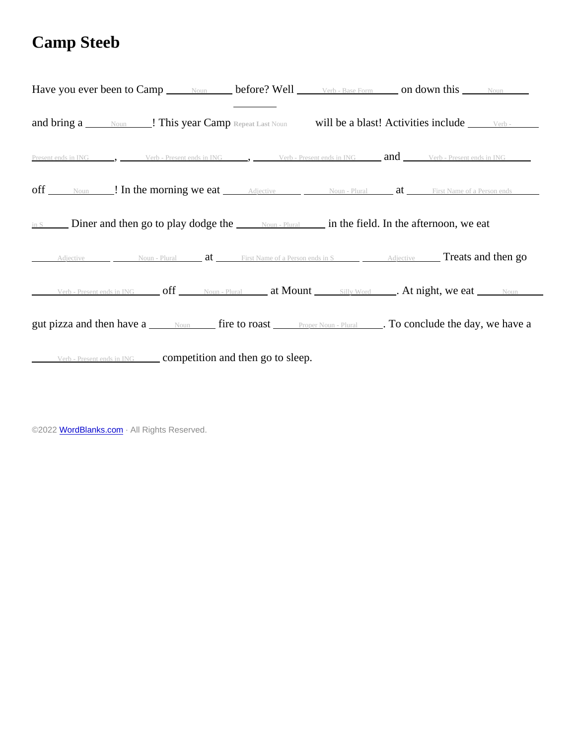# Camp Steeb

Have you ever been to Camp \_\_\_\_Noun\_\_\_\_ before? Well \_\_\_\_Verb - Base Form\_\_\_\_ on down this \_\_\_\_Noun\_\_\_\_ and bring a \_\_\_\_Noun\_\_\_\_! This year Camp **Repeat Last** Noun will be a blast! Activities include \_\_\_\_Verb - Present ends in ING\_\_\_\_, \_\_\_\_Verb - Present ends in ING\_\_\_\_, \_\_\_\_Verb - Present ends in ING\_\_\_\_ and \_\_\_\_Verb - Present ends in ING\_\_\_\_ off \_\_\_\_Noun\_\_\_\_! In the morning we eat \_\_\_\_Adjective\_\_\_\_ \_\_\_\_Noun - Plural\_\_\_\_ at \_\_\_\_First Name of a Person ends in S\_\_\_\_ Diner and then go to play dodge the \_\_\_\_Noun - Plural\_\_\_\_ in the field. In the afternoon, we eat \_\_\_\_Adjective\_\_\_\_ \_\_\_\_Noun - Plural\_\_\_\_ at \_\_\_\_First Name of a Person ends in S\_\_\_\_ \_\_\_\_Adjective\_\_\_\_ Treats and then go \_\_\_\_Verb - Present ends in ING\_\_\_\_ off \_\_\_\_Noun - Plural\_\_\_\_ at Mount \_\_\_\_Silly Word\_\_\_\_. At night, we eat \_\_\_\_Noun\_\_\_\_ gut pizza and then have a \_\_\_\_Noun\_\_\_\_ fire to roast \_\_\_\_Proper Noun - Plural\_\_\_\_. To conclude the day, we have a \_\_\_\_Verb - Present ends in ING\_\_\_\_ competition and then go to sleep.

©2022 WordBlanks.com · All Rights Reserved.